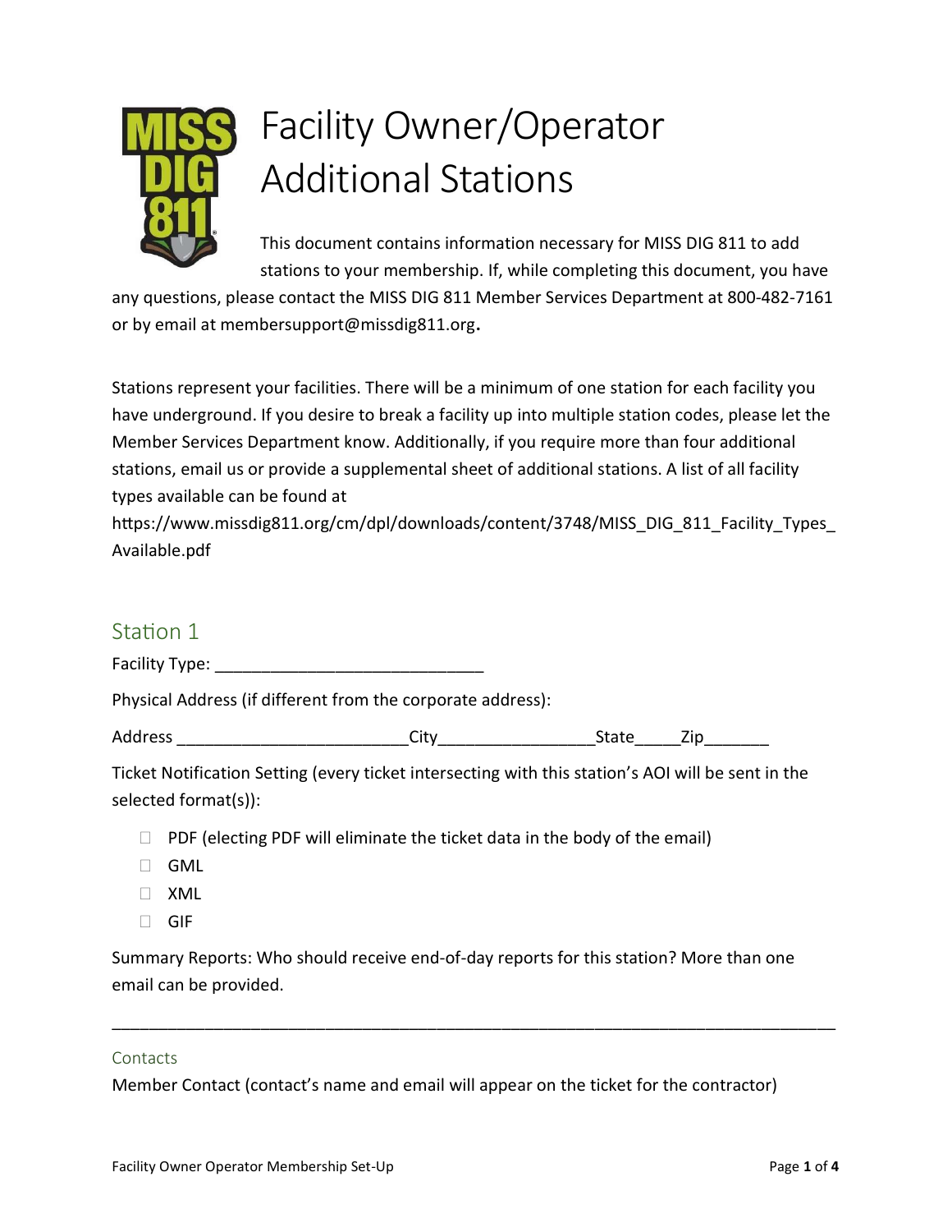# Facility Owner/Operator Additional Stations

This document contains information necessary for MISS DIG 811 to add stations to your membership. If, while completing this document, you have any questions, please contact the MISS DIG 811 Member Services Department at 800-482-7161 or by email at membersupport@missdig811.org.

Stations represent your facilities. There will be a minimum of one station for each facility you have underground. If you desire to break a facility up into multiple station codes, please let the Member Services Department know. Additionally, if you require more than four additional stations, email us or provide a supplemental sheet of additional stations. A list of all facility types available can be found at https://www.missdig811.org/cm/dpl/downloads/content/3748/MISS_DIG_811_Facility_Types_Available.pdf

## Station 1

Facility Type: ____________________________

Physical Address (if different from the corporate address):

Address ________________________City________________State_____Zip_______

Ticket Notification Setting (every ticket intersecting with this station's AOI will be sent in the selected format(s)):

- ☐ PDF (electing PDF will eliminate the ticket data in the body of the email)
- ☐ GML
- ☐ XML
- ☐ GIF

Summary Reports: Who should receive end-of-day reports for this station? More than one email can be provided.

_______________________________________________________________________________

### Contacts

Member Contact (contact's name and email will appear on the ticket for the contractor)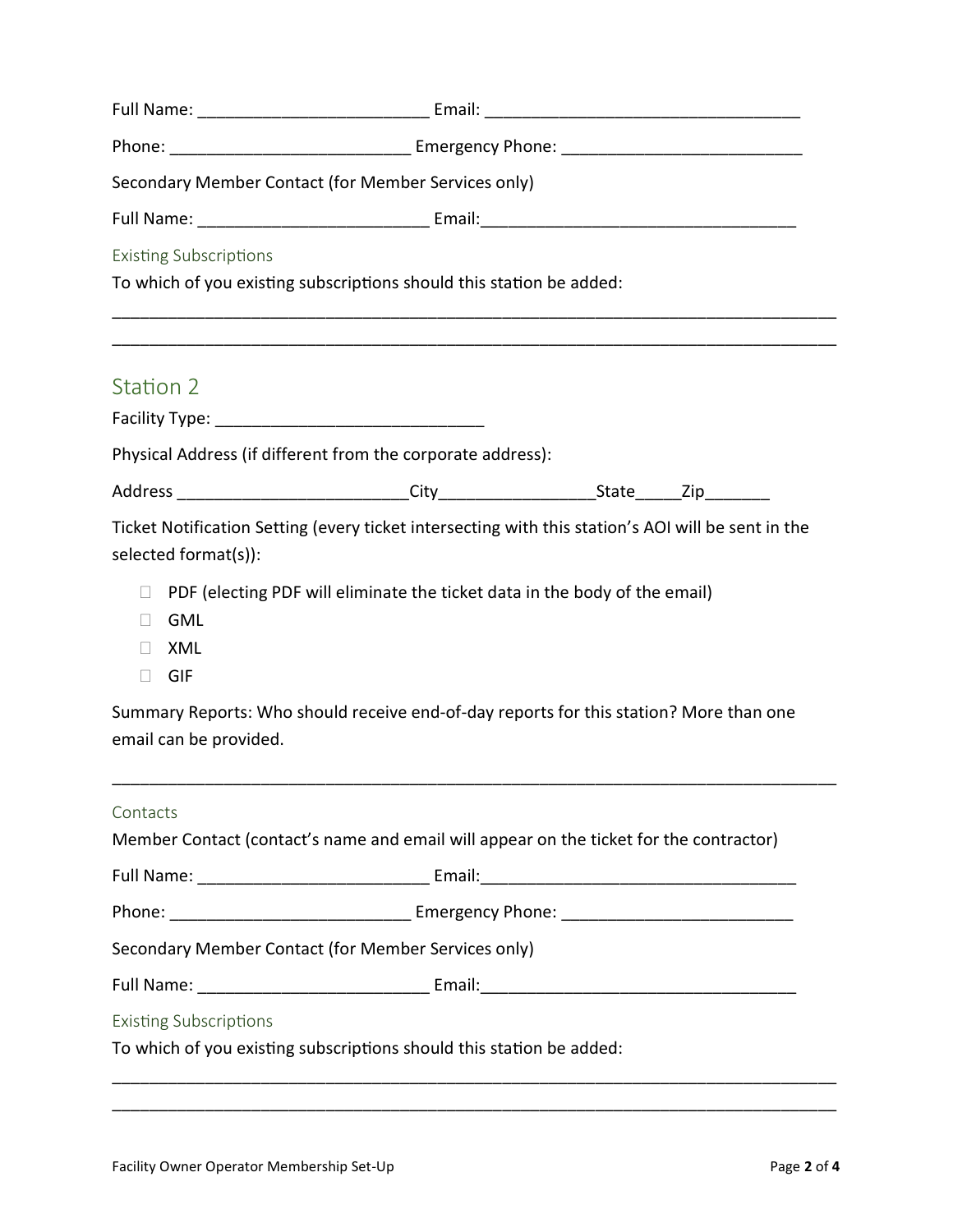Full Name: _________________________ Email: __________________________________

Phone: __________________________ Emergency Phone: __________________________

Secondary Member Contact (for Member Services only)

Full Name: _________________________ Email:__________________________________

### Existing Subscriptions

To which of you existing subscriptions should this station be added:

______________________________________________________________________________

______________________________________________________________________________

## Station 2

Facility Type: _____________________________

Physical Address (if different from the corporate address):

Address _________________________City_________________State_____Zip_______

Ticket Notification Setting (every ticket intersecting with this station's AOI will be sent in the selected format(s)):

- ☐ PDF (electing PDF will eliminate the ticket data in the body of the email)
- ☐ GML
- ☐ XML
- ☐ GIF

Summary Reports: Who should receive end-of-day reports for this station? More than one email can be provided.

______________________________________________________________________________

### Contacts

Member Contact (contact's name and email will appear on the ticket for the contractor)

Full Name: _________________________ Email:__________________________________

Phone: __________________________ Emergency Phone: _________________________

Secondary Member Contact (for Member Services only)

Full Name: _________________________ Email:__________________________________

### Existing Subscriptions

To which of you existing subscriptions should this station be added:

______________________________________________________________________________

______________________________________________________________________________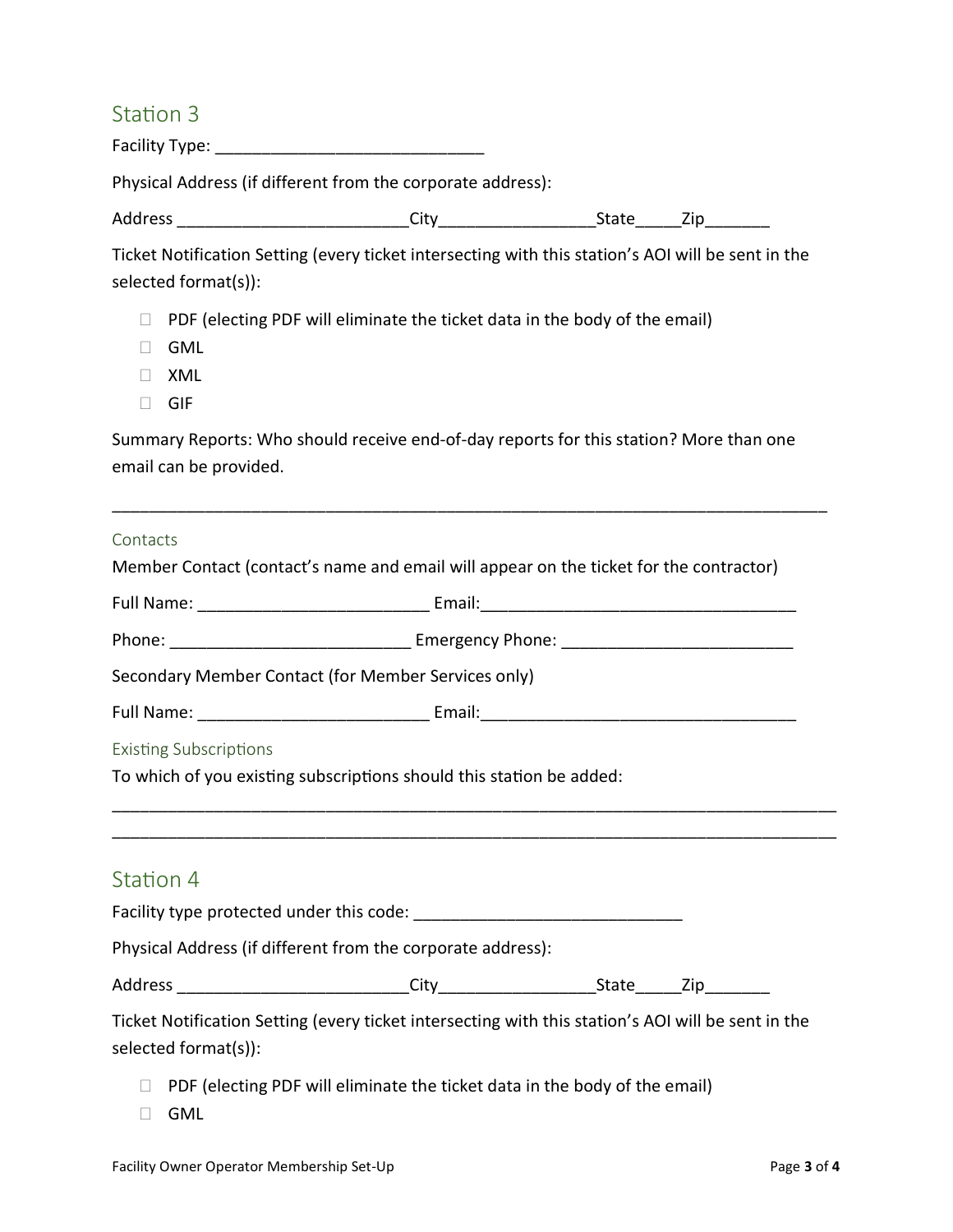## Station 3

Facility Type: _____________________________

Physical Address (if different from the corporate address):

Address _________________________City_________________State_____Zip_______

Ticket Notification Setting (every ticket intersecting with this station's AOI will be sent in the selected format(s)):

- ☐ PDF (electing PDF will eliminate the ticket data in the body of the email)
- ☐ GML
- ☐ XML
- ☐ GIF

Summary Reports: Who should receive end-of-day reports for this station? More than one email can be provided.

_______________________________________________________________________________

### Contacts

Member Contact (contact's name and email will appear on the ticket for the contractor)

Full Name: _________________________ Email:__________________________________

Phone: __________________________ Emergency Phone: _________________________

Secondary Member Contact (for Member Services only)

Full Name: _________________________ Email:__________________________________

### Existing Subscriptions

To which of you existing subscriptions should this station be added:

________________________________________________________________________________
________________________________________________________________________________

## Station 4

Facility type protected under this code: _____________________________

Physical Address (if different from the corporate address):

Address _________________________City_________________State_____Zip_______

Ticket Notification Setting (every ticket intersecting with this station's AOI will be sent in the selected format(s)):

- ☐ PDF (electing PDF will eliminate the ticket data in the body of the email)
- ☐ GML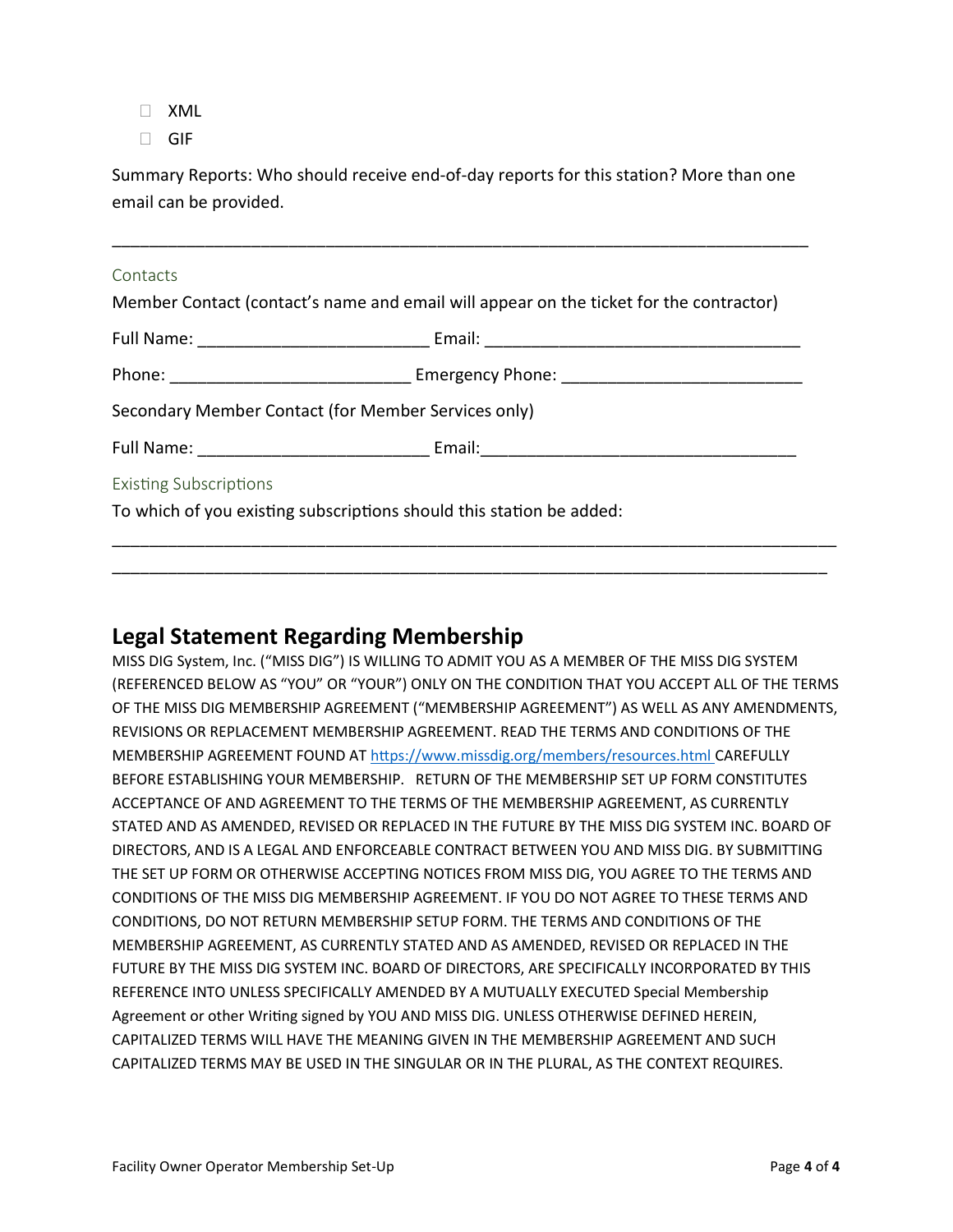- ☐ XML
- ☐ GIF

Summary Reports: Who should receive end-of-day reports for this station? More than one email can be provided.

_____________________________________________________________________________

### Contacts

Member Contact (contact's name and email will appear on the ticket for the contractor)

Full Name: _________________________ Email: __________________________________

Phone: __________________________ Emergency Phone: __________________________

Secondary Member Contact (for Member Services only)

Full Name: _________________________ Email:__________________________________

### Existing Subscriptions

To which of you existing subscriptions should this station be added:

________________________________________________________________________________

______________________________________________________________________________

## Legal Statement Regarding Membership

MISS DIG System, Inc. ("MISS DIG") IS WILLING TO ADMIT YOU AS A MEMBER OF THE MISS DIG SYSTEM (REFERENCED BELOW AS "YOU" OR "YOUR") ONLY ON THE CONDITION THAT YOU ACCEPT ALL OF THE TERMS OF THE MISS DIG MEMBERSHIP AGREEMENT ("MEMBERSHIP AGREEMENT") AS WELL AS ANY AMENDMENTS, REVISIONS OR REPLACEMENT MEMBERSHIP AGREEMENT. READ THE TERMS AND CONDITIONS OF THE MEMBERSHIP AGREEMENT FOUND AT https://www.missdig.org/members/resources.html CAREFULLY BEFORE ESTABLISHING YOUR MEMBERSHIP. RETURN OF THE MEMBERSHIP SET UP FORM CONSTITUTES ACCEPTANCE OF AND AGREEMENT TO THE TERMS OF THE MEMBERSHIP AGREEMENT, AS CURRENTLY STATED AND AS AMENDED, REVISED OR REPLACED IN THE FUTURE BY THE MISS DIG SYSTEM INC. BOARD OF DIRECTORS, AND IS A LEGAL AND ENFORCEABLE CONTRACT BETWEEN YOU AND MISS DIG. BY SUBMITTING THE SET UP FORM OR OTHERWISE ACCEPTING NOTICES FROM MISS DIG, YOU AGREE TO THE TERMS AND CONDITIONS OF THE MISS DIG MEMBERSHIP AGREEMENT. IF YOU DO NOT AGREE TO THESE TERMS AND CONDITIONS, DO NOT RETURN MEMBERSHIP SETUP FORM. THE TERMS AND CONDITIONS OF THE MEMBERSHIP AGREEMENT, AS CURRENTLY STATED AND AS AMENDED, REVISED OR REPLACED IN THE FUTURE BY THE MISS DIG SYSTEM INC. BOARD OF DIRECTORS, ARE SPECIFICALLY INCORPORATED BY THIS REFERENCE INTO UNLESS SPECIFICALLY AMENDED BY A MUTUALLY EXECUTED Special Membership Agreement or other Writing signed by YOU AND MISS DIG. UNLESS OTHERWISE DEFINED HEREIN, CAPITALIZED TERMS WILL HAVE THE MEANING GIVEN IN THE MEMBERSHIP AGREEMENT AND SUCH CAPITALIZED TERMS MAY BE USED IN THE SINGULAR OR IN THE PLURAL, AS THE CONTEXT REQUIRES.